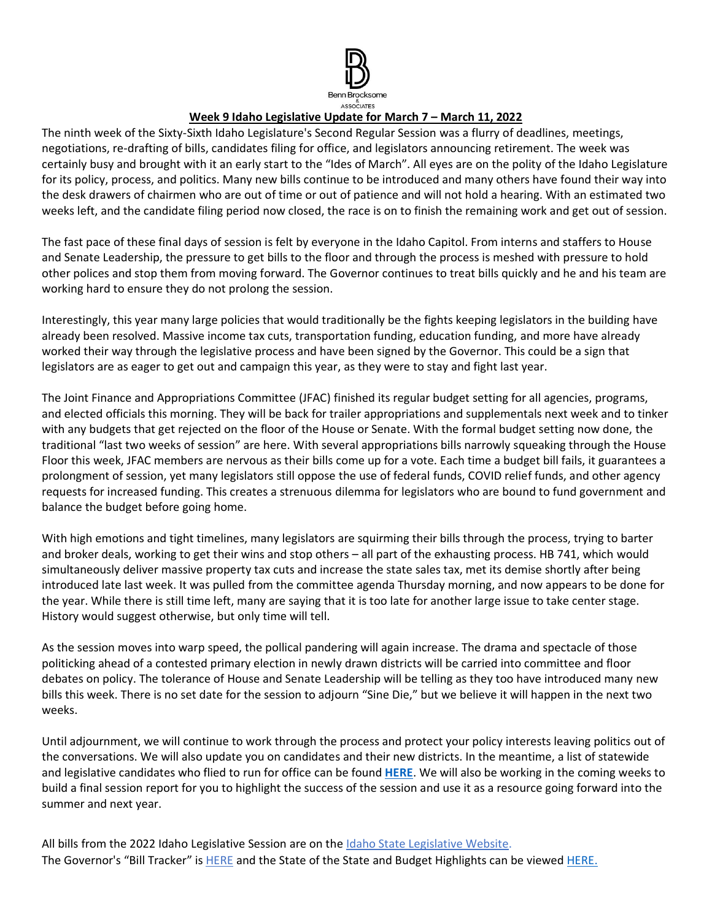Benn Brocksome & Associates

**Week 9 Idaho Legislative Update for March 7 – March 11, 2022**

The ninth week of the Sixty-Sixth Idaho Legislature's Second Regular Session was a flurry of deadlines, meetings, negotiations, re-drafting of bills, candidates filing for office, and legislators announcing retirement. The week was certainly busy and brought with it an early start to the "Ides of March". All eyes are on the polity of the Idaho Legislature for its policy, process, and politics. Many new bills continue to be introduced and many others have found their way into the desk drawers of chairmen who are out of time or out of patience and will not hold a hearing. With an estimated two weeks left, and the candidate filing period now closed, the race is on to finish the remaining work and get out of session.

The fast pace of these final days of session is felt by everyone in the Idaho Capitol. From interns and staffers to House and Senate Leadership, the pressure to get bills to the floor and through the process is meshed with pressure to hold other polices and stop them from moving forward. The Governor continues to treat bills quickly and he and his team are working hard to ensure they do not prolong the session.

Interestingly, this year many large policies that would traditionally be the fights keeping legislators in the building have already been resolved. Massive income tax cuts, transportation funding, education funding, and more have already worked their way through the legislative process and have been signed by the Governor. This could be a sign that legislators are as eager to get out and campaign this year, as they were to stay and fight last year.

The Joint Finance and Appropriations Committee (JFAC) finished its regular budget setting for all agencies, programs, and elected officials this morning. They will be back for trailer appropriations and supplementals next week and to tinker with any budgets that get rejected on the floor of the House or Senate. With the formal budget setting now done, the traditional "last two weeks of session" are here. With several appropriations bills narrowly squeaking through the House Floor this week, JFAC members are nervous as their bills come up for a vote. Each time a budget bill fails, it guarantees a prolongment of session, yet many legislators still oppose the use of federal funds, COVID relief funds, and other agency requests for increased funding. This creates a strenuous dilemma for legislators who are bound to fund government and balance the budget before going home.

With high emotions and tight timelines, many legislators are squirming their bills through the process, trying to barter and broker deals, working to get their wins and stop others – all part of the exhausting process. HB 741, which would simultaneously deliver massive property tax cuts and increase the state sales tax, met its demise shortly after being introduced late last week. It was pulled from the committee agenda Thursday morning, and now appears to be done for the year. While there is still time left, many are saying that it is too late for another large issue to take center stage. History would suggest otherwise, but only time will tell.

As the session moves into warp speed, the pollical pandering will again increase. The drama and spectacle of those politicking ahead of a contested primary election in newly drawn districts will be carried into committee and floor debates on policy. The tolerance of House and Senate Leadership will be telling as they too have introduced many new bills this week. There is no set date for the session to adjourn "Sine Die," but we believe it will happen in the next two weeks.

Until adjournment, we will continue to work through the process and protect your policy interests leaving politics out of the conversations. We will also update you on candidates and their new districts. In the meantime, a list of statewide and legislative candidates who flied to run for office can be found **HERE**. We will also be working in the coming weeks to build a final session report for you to highlight the success of the session and use it as a resource going forward into the summer and next year.

All bills from the 2022 Idaho Legislative Session are on the Idaho State Legislative Website.
The Governor's "Bill Tracker" is HERE and the State of the State and Budget Highlights can be viewed HERE.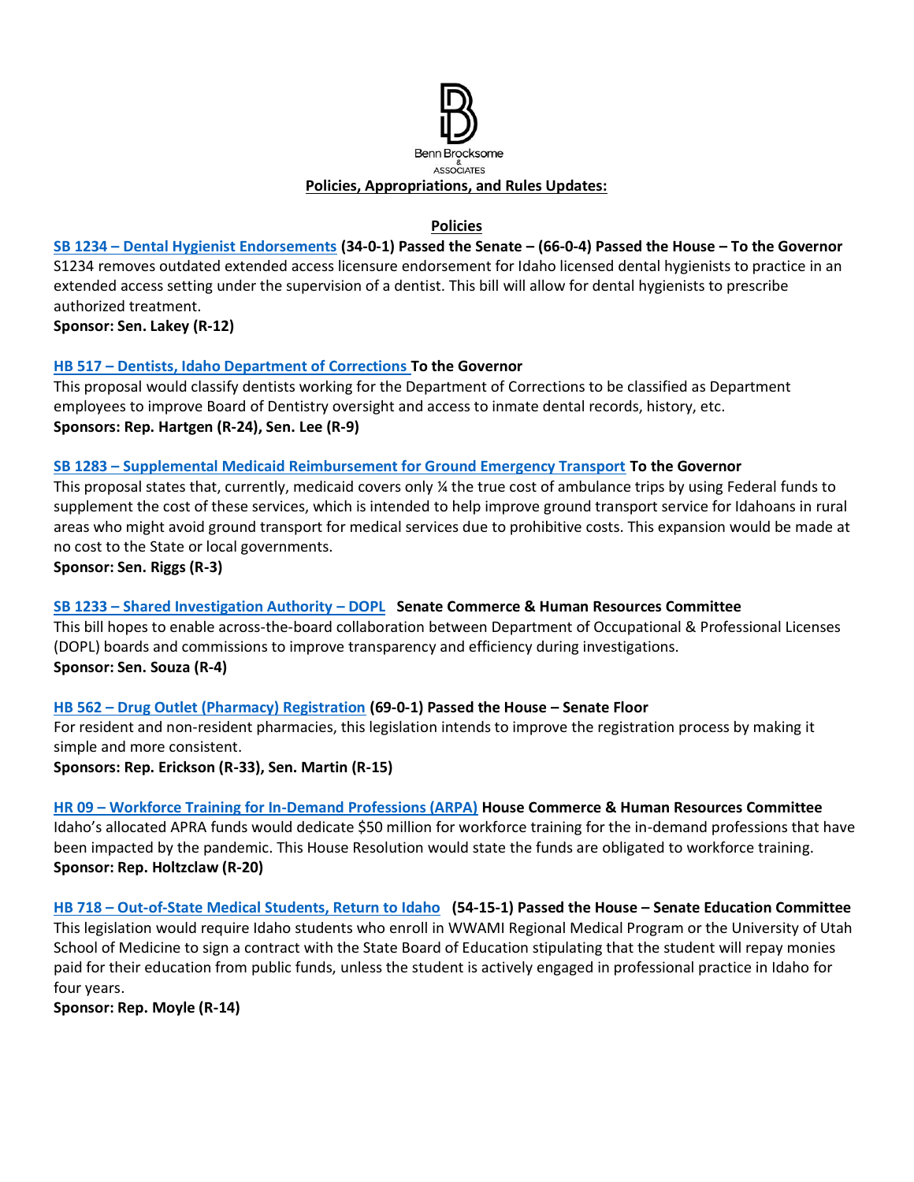Benn Brocksome & ASSOCIATES

## Policies, Appropriations, and Rules Updates:

### Policies

**SB 1234 – Dental Hygienist Endorsements (34-0-1) Passed the Senate – (66-0-4) Passed the House – To the Governor**
S1234 removes outdated extended access licensure endorsement for Idaho licensed dental hygienists to practice in an extended access setting under the supervision of a dentist. This bill will allow for dental hygienists to prescribe authorized treatment.
**Sponsor: Sen. Lakey (R-12)**

**HB 517 – Dentists, Idaho Department of Corrections To the Governor**
This proposal would classify dentists working for the Department of Corrections to be classified as Department employees to improve Board of Dentistry oversight and access to inmate dental records, history, etc.
**Sponsors: Rep. Hartgen (R-24), Sen. Lee (R-9)**

**SB 1283 – Supplemental Medicaid Reimbursement for Ground Emergency Transport To the Governor**
This proposal states that, currently, medicaid covers only ¼ the true cost of ambulance trips by using Federal funds to supplement the cost of these services, which is intended to help improve ground transport service for Idahoans in rural areas who might avoid ground transport for medical services due to prohibitive costs. This expansion would be made at no cost to the State or local governments.
**Sponsor: Sen. Riggs (R-3)**

**SB 1233 – Shared Investigation Authority – DOPL Senate Commerce & Human Resources Committee**
This bill hopes to enable across-the-board collaboration between Department of Occupational & Professional Licenses (DOPL) boards and commissions to improve transparency and efficiency during investigations.
**Sponsor: Sen. Souza (R-4)**

**HB 562 – Drug Outlet (Pharmacy) Registration (69-0-1) Passed the House – Senate Floor**
For resident and non-resident pharmacies, this legislation intends to improve the registration process by making it simple and more consistent.
**Sponsors: Rep. Erickson (R-33), Sen. Martin (R-15)**

**HR 09 – Workforce Training for In-Demand Professions (ARPA) House Commerce & Human Resources Committee**
Idaho's allocated APRA funds would dedicate $50 million for workforce training for the in-demand professions that have been impacted by the pandemic. This House Resolution would state the funds are obligated to workforce training.
**Sponsor: Rep. Holtzclaw (R-20)**

**HB 718 – Out-of-State Medical Students, Return to Idaho (54-15-1) Passed the House – Senate Education Committee**
This legislation would require Idaho students who enroll in WWAMI Regional Medical Program or the University of Utah School of Medicine to sign a contract with the State Board of Education stipulating that the student will repay monies paid for their education from public funds, unless the student is actively engaged in professional practice in Idaho for four years.
**Sponsor: Rep. Moyle (R-14)**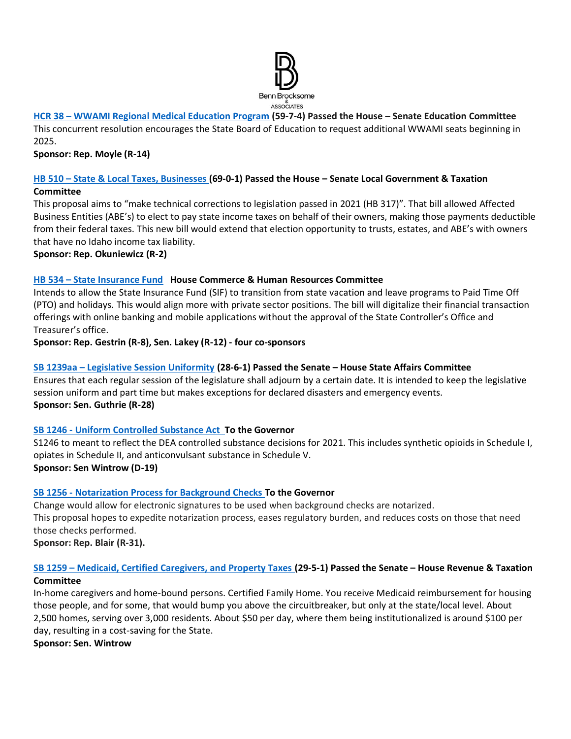**HCR 38 – WWAMI Regional Medical Education Program (59-7-4) Passed the House – Senate Education Committee**

This concurrent resolution encourages the State Board of Education to request additional WWAMI seats beginning in 2025.

**Sponsor: Rep. Moyle (R-14)**

**HB 510 – State & Local Taxes, Businesses (69-0-1) Passed the House – Senate Local Government & Taxation Committee**

This proposal aims to "make technical corrections to legislation passed in 2021 (HB 317)". That bill allowed Affected Business Entities (ABE's) to elect to pay state income taxes on behalf of their owners, making those payments deductible from their federal taxes. This new bill would extend that election opportunity to trusts, estates, and ABE's with owners that have no Idaho income tax liability.

**Sponsor: Rep. Okuniewicz (R-2)**

**HB 534 – State Insurance Fund House Commerce & Human Resources Committee**

Intends to allow the State Insurance Fund (SIF) to transition from state vacation and leave programs to Paid Time Off (PTO) and holidays. This would align more with private sector positions. The bill will digitalize their financial transaction offerings with online banking and mobile applications without the approval of the State Controller's Office and Treasurer's office.

**Sponsor: Rep. Gestrin (R-8), Sen. Lakey (R-12) - four co-sponsors**

**SB 1239aa – Legislative Session Uniformity (28-6-1) Passed the Senate – House State Affairs Committee**

Ensures that each regular session of the legislature shall adjourn by a certain date. It is intended to keep the legislative session uniform and part time but makes exceptions for declared disasters and emergency events.

**Sponsor: Sen. Guthrie (R-28)**

**SB 1246 - Uniform Controlled Substance Act To the Governor**

S1246 to meant to reflect the DEA controlled substance decisions for 2021. This includes synthetic opioids in Schedule I, opiates in Schedule II, and anticonvulsant substance in Schedule V.

**Sponsor: Sen Wintrow (D-19)**

**SB 1256 - Notarization Process for Background Checks To the Governor**

Change would allow for electronic signatures to be used when background checks are notarized.
This proposal hopes to expedite notarization process, eases regulatory burden, and reduces costs on those that need those checks performed.

**Sponsor: Rep. Blair (R-31).**

**SB 1259 – Medicaid, Certified Caregivers, and Property Taxes (29-5-1) Passed the Senate – House Revenue & Taxation Committee**

In-home caregivers and home-bound persons. Certified Family Home. You receive Medicaid reimbursement for housing those people, and for some, that would bump you above the circuitbreaker, but only at the state/local level. About 2,500 homes, serving over 3,000 residents. About $50 per day, where them being institutionalized is around $100 per day, resulting in a cost-saving for the State.

**Sponsor: Sen. Wintrow**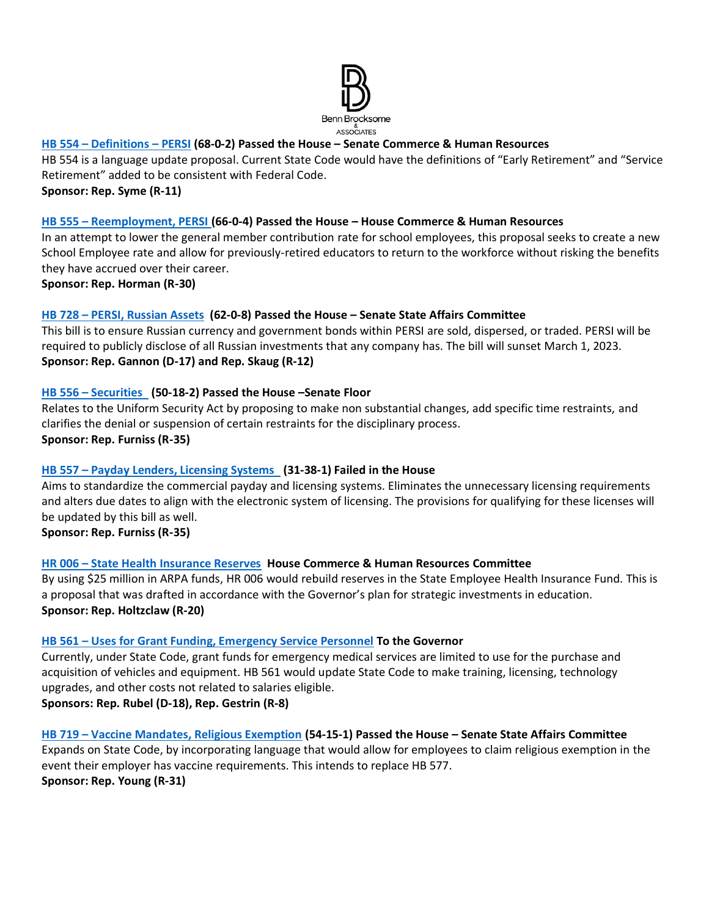**HB 554 – Definitions – PERSI (68-0-2) Passed the House – Senate Commerce & Human Resources**

HB 554 is a language update proposal. Current State Code would have the definitions of "Early Retirement" and "Service Retirement" added to be consistent with Federal Code.

**Sponsor: Rep. Syme (R-11)**

**HB 555 – Reemployment, PERSI (66-0-4) Passed the House – House Commerce & Human Resources**

In an attempt to lower the general member contribution rate for school employees, this proposal seeks to create a new School Employee rate and allow for previously-retired educators to return to the workforce without risking the benefits they have accrued over their career.

**Sponsor: Rep. Horman (R-30)**

**HB 728 – PERSI, Russian Assets (62-0-8) Passed the House – Senate State Affairs Committee**

This bill is to ensure Russian currency and government bonds within PERSI are sold, dispersed, or traded. PERSI will be required to publicly disclose of all Russian investments that any company has. The bill will sunset March 1, 2023.

**Sponsor: Rep. Gannon (D-17) and Rep. Skaug (R-12)**

**HB 556 – Securities (50-18-2) Passed the House –Senate Floor**

Relates to the Uniform Security Act by proposing to make non substantial changes, add specific time restraints, and clarifies the denial or suspension of certain restraints for the disciplinary process.

**Sponsor: Rep. Furniss (R-35)**

**HB 557 – Payday Lenders, Licensing Systems (31-38-1) Failed in the House**

Aims to standardize the commercial payday and licensing systems. Eliminates the unnecessary licensing requirements and alters due dates to align with the electronic system of licensing. The provisions for qualifying for these licenses will be updated by this bill as well.

**Sponsor: Rep. Furniss (R-35)**

**HR 006 – State Health Insurance Reserves House Commerce & Human Resources Committee**

By using $25 million in ARPA funds, HR 006 would rebuild reserves in the State Employee Health Insurance Fund. This is a proposal that was drafted in accordance with the Governor's plan for strategic investments in education.

**Sponsor: Rep. Holtzclaw (R-20)**

**HB 561 – Uses for Grant Funding, Emergency Service Personnel To the Governor**

Currently, under State Code, grant funds for emergency medical services are limited to use for the purchase and acquisition of vehicles and equipment. HB 561 would update State Code to make training, licensing, technology upgrades, and other costs not related to salaries eligible.

**Sponsors: Rep. Rubel (D-18), Rep. Gestrin (R-8)**

**HB 719 – Vaccine Mandates, Religious Exemption (54-15-1) Passed the House – Senate State Affairs Committee**

Expands on State Code, by incorporating language that would allow for employees to claim religious exemption in the event their employer has vaccine requirements. This intends to replace HB 577.

**Sponsor: Rep. Young (R-31)**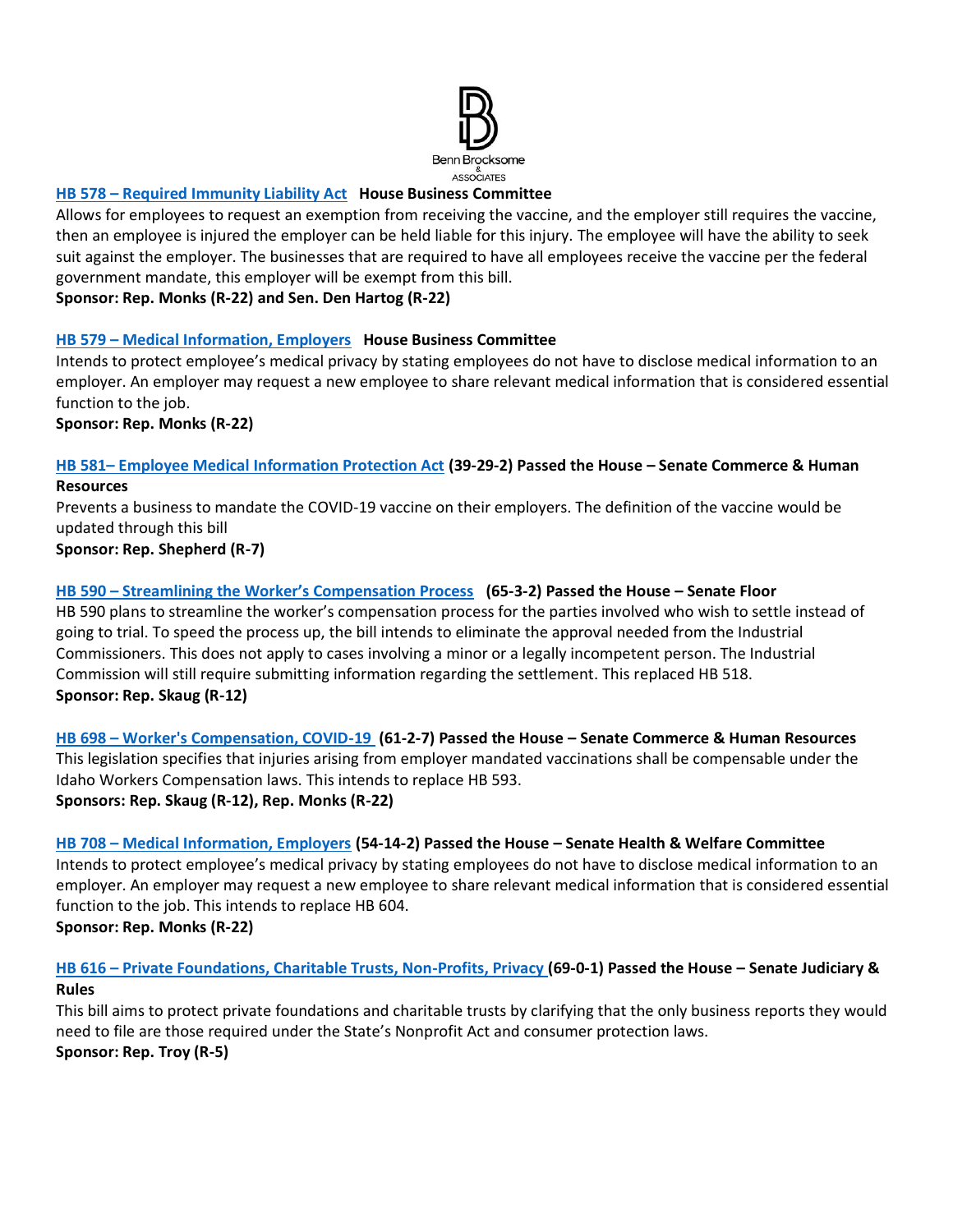**HB 578 – Required Immunity Liability Act** **House Business Committee**

Allows for employees to request an exemption from receiving the vaccine, and the employer still requires the vaccine, then an employee is injured the employer can be held liable for this injury. The employee will have the ability to seek suit against the employer. The businesses that are required to have all employees receive the vaccine per the federal government mandate, this employer will be exempt from this bill.

**Sponsor: Rep. Monks (R-22) and Sen. Den Hartog (R-22)**

**HB 579 – Medical Information, Employers** **House Business Committee**

Intends to protect employee's medical privacy by stating employees do not have to disclose medical information to an employer. An employer may request a new employee to share relevant medical information that is considered essential function to the job.

**Sponsor: Rep. Monks (R-22)**

**HB 581– Employee Medical Information Protection Act** **(39-29-2) Passed the House – Senate Commerce & Human Resources**

Prevents a business to mandate the COVID-19 vaccine on their employers. The definition of the vaccine would be updated through this bill

**Sponsor: Rep. Shepherd (R-7)**

**HB 590 – Streamlining the Worker's Compensation Process** **(65-3-2) Passed the House – Senate Floor**

HB 590 plans to streamline the worker's compensation process for the parties involved who wish to settle instead of going to trial. To speed the process up, the bill intends to eliminate the approval needed from the Industrial Commissioners. This does not apply to cases involving a minor or a legally incompetent person. The Industrial Commission will still require submitting information regarding the settlement. This replaced HB 518.

**Sponsor: Rep. Skaug (R-12)**

**HB 698 – Worker's Compensation, COVID-19** **(61-2-7) Passed the House – Senate Commerce & Human Resources**

This legislation specifies that injuries arising from employer mandated vaccinations shall be compensable under the Idaho Workers Compensation laws. This intends to replace HB 593.

**Sponsors: Rep. Skaug (R-12), Rep. Monks (R-22)**

**HB 708 – Medical Information, Employers** **(54-14-2) Passed the House – Senate Health & Welfare Committee**

Intends to protect employee's medical privacy by stating employees do not have to disclose medical information to an employer. An employer may request a new employee to share relevant medical information that is considered essential function to the job. This intends to replace HB 604.

**Sponsor: Rep. Monks (R-22)**

**HB 616 – Private Foundations, Charitable Trusts, Non-Profits, Privacy** **(69-0-1) Passed the House – Senate Judiciary & Rules**

This bill aims to protect private foundations and charitable trusts by clarifying that the only business reports they would need to file are those required under the State's Nonprofit Act and consumer protection laws.

**Sponsor: Rep. Troy (R-5)**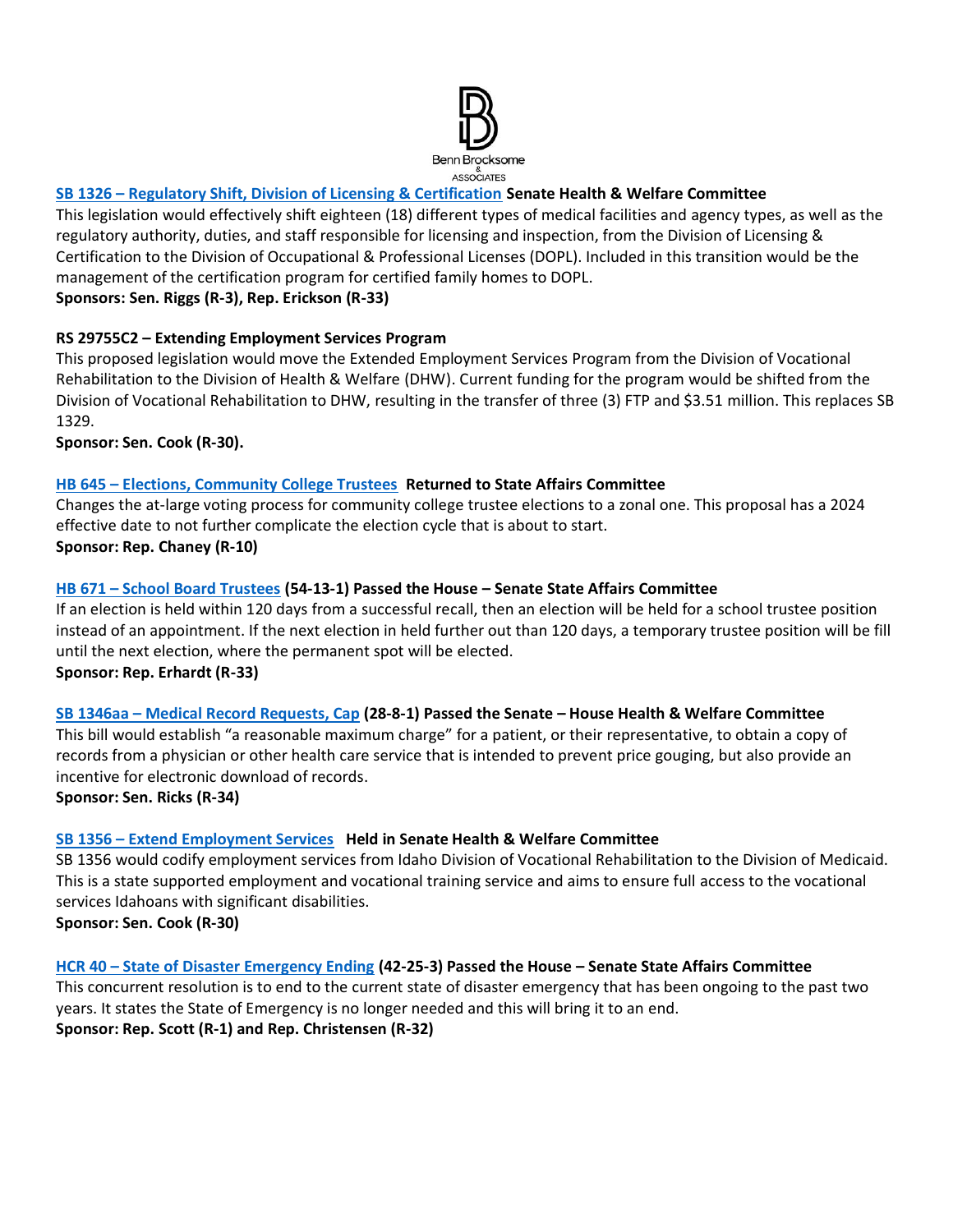**SB 1326 – Regulatory Shift, Division of Licensing & Certification** **Senate Health & Welfare Committee**
This legislation would effectively shift eighteen (18) different types of medical facilities and agency types, as well as the regulatory authority, duties, and staff responsible for licensing and inspection, from the Division of Licensing & Certification to the Division of Occupational & Professional Licenses (DOPL). Included in this transition would be the management of the certification program for certified family homes to DOPL.
**Sponsors: Sen. Riggs (R-3), Rep. Erickson (R-33)**

**RS 29755C2 – Extending Employment Services Program**
This proposed legislation would move the Extended Employment Services Program from the Division of Vocational Rehabilitation to the Division of Health & Welfare (DHW). Current funding for the program would be shifted from the Division of Vocational Rehabilitation to DHW, resulting in the transfer of three (3) FTP and $3.51 million. This replaces SB 1329.
**Sponsor: Sen. Cook (R-30).**

**HB 645 – Elections, Community College Trustees** **Returned to State Affairs Committee**
Changes the at-large voting process for community college trustee elections to a zonal one. This proposal has a 2024 effective date to not further complicate the election cycle that is about to start.
**Sponsor: Rep. Chaney (R-10)**

**HB 671 – School Board Trustees** **(54-13-1) Passed the House – Senate State Affairs Committee**
If an election is held within 120 days from a successful recall, then an election will be held for a school trustee position instead of an appointment. If the next election in held further out than 120 days, a temporary trustee position will be fill until the next election, where the permanent spot will be elected.
**Sponsor: Rep. Erhardt (R-33)**

**SB 1346aa – Medical Record Requests, Cap** **(28-8-1) Passed the Senate – House Health & Welfare Committee**
This bill would establish "a reasonable maximum charge" for a patient, or their representative, to obtain a copy of records from a physician or other health care service that is intended to prevent price gouging, but also provide an incentive for electronic download of records.
**Sponsor: Sen. Ricks (R-34)**

**SB 1356 – Extend Employment Services** **Held in Senate Health & Welfare Committee**
SB 1356 would codify employment services from Idaho Division of Vocational Rehabilitation to the Division of Medicaid. This is a state supported employment and vocational training service and aims to ensure full access to the vocational services Idahoans with significant disabilities.
**Sponsor: Sen. Cook (R-30)**

**HCR 40 – State of Disaster Emergency Ending** **(42-25-3) Passed the House – Senate State Affairs Committee**
This concurrent resolution is to end to the current state of disaster emergency that has been ongoing to the past two years. It states the State of Emergency is no longer needed and this will bring it to an end.
**Sponsor: Rep. Scott (R-1) and Rep. Christensen (R-32)**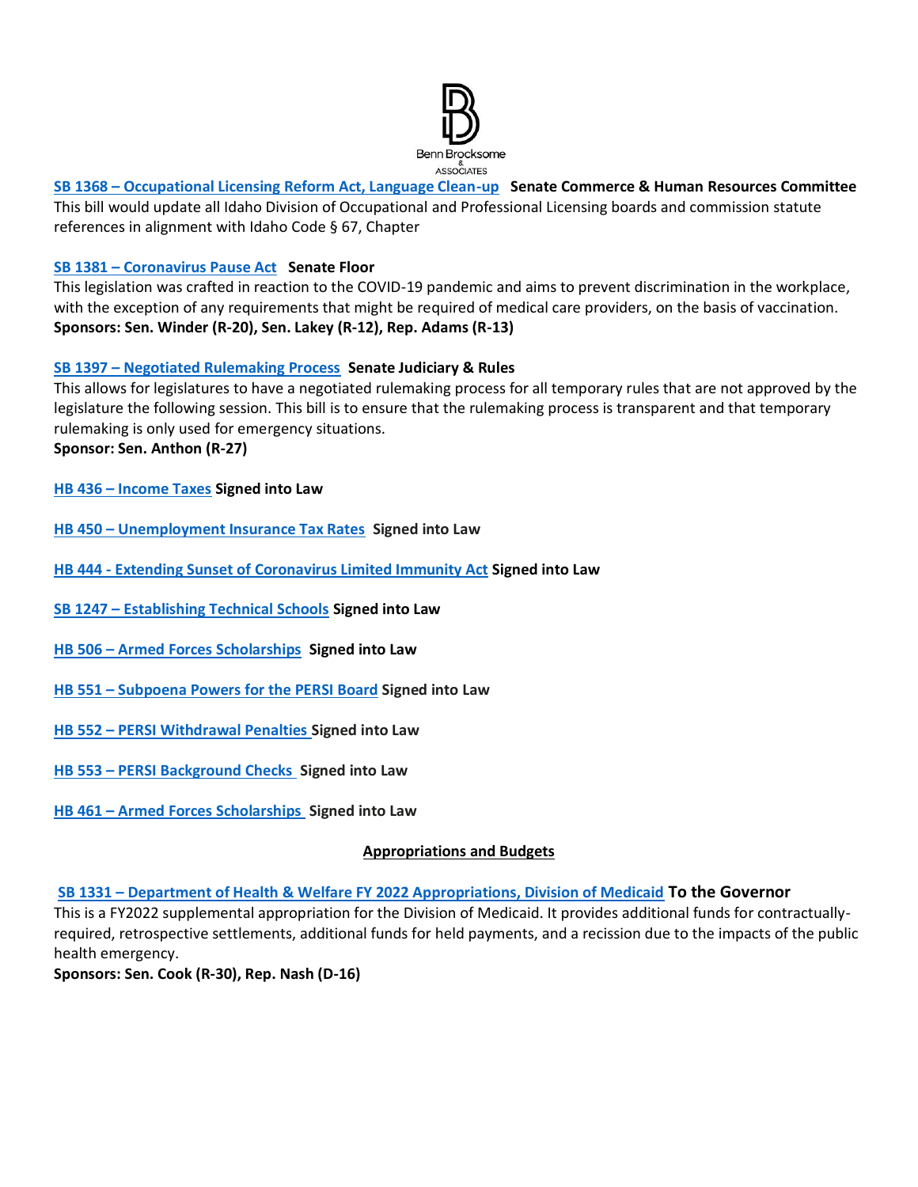**SB 1368 – Occupational Licensing Reform Act, Language Clean-up** **Senate Commerce & Human Resources Committee**
This bill would update all Idaho Division of Occupational and Professional Licensing boards and commission statute references in alignment with Idaho Code § 67, Chapter

**SB 1381 – Coronavirus Pause Act** **Senate Floor**
This legislation was crafted in reaction to the COVID-19 pandemic and aims to prevent discrimination in the workplace, with the exception of any requirements that might be required of medical care providers, on the basis of vaccination.
**Sponsors: Sen. Winder (R-20), Sen. Lakey (R-12), Rep. Adams (R-13)**

**SB 1397 – Negotiated Rulemaking Process** **Senate Judiciary & Rules**
This allows for legislatures to have a negotiated rulemaking process for all temporary rules that are not approved by the legislature the following session. This bill is to ensure that the rulemaking process is transparent and that temporary rulemaking is only used for emergency situations.
**Sponsor: Sen. Anthon (R-27)**

**HB 436 – Income Taxes** **Signed into Law**

**HB 450 – Unemployment Insurance Tax Rates** **Signed into Law**

**HB 444 - Extending Sunset of Coronavirus Limited Immunity Act** **Signed into Law**

**SB 1247 – Establishing Technical Schools** **Signed into Law**

**HB 506 – Armed Forces Scholarships** **Signed into Law**

**HB 551 – Subpoena Powers for the PERSI Board** **Signed into Law**

**HB 552 – PERSI Withdrawal Penalties** **Signed into Law**

**HB 553 – PERSI Background Checks** **Signed into Law**

**HB 461 – Armed Forces Scholarships** **Signed into Law**

## Appropriations and Budgets

**SB 1331 – Department of Health & Welfare FY 2022 Appropriations, Division of Medicaid** **To the Governor**
This is a FY2022 supplemental appropriation for the Division of Medicaid. It provides additional funds for contractually-required, retrospective settlements, additional funds for held payments, and a recission due to the impacts of the public health emergency.
**Sponsors: Sen. Cook (R-30), Rep. Nash (D-16)**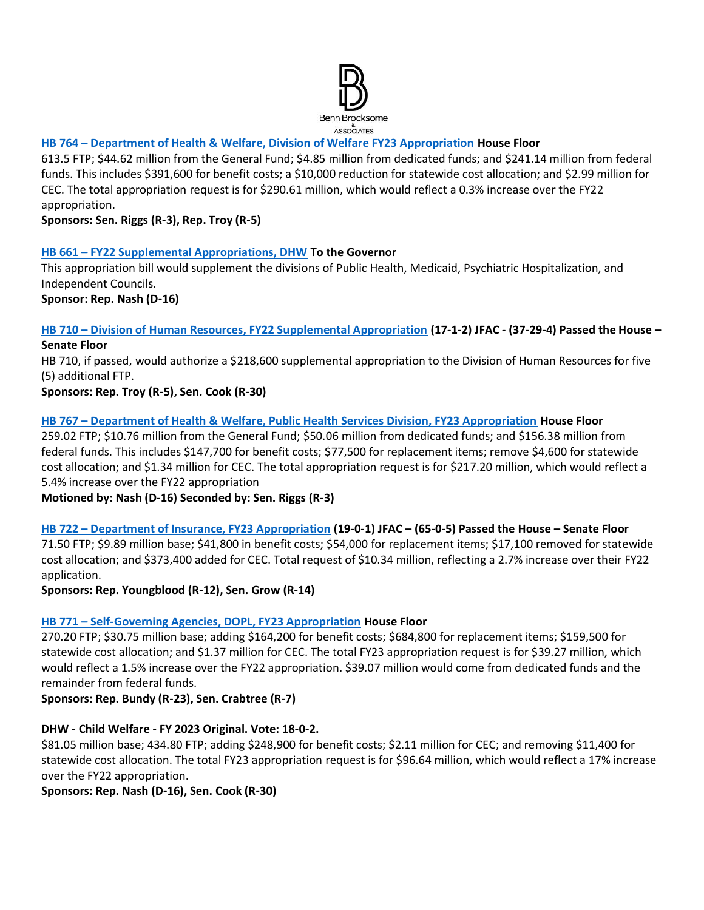**HB 764 – Department of Health & Welfare, Division of Welfare FY23 Appropriation House Floor**

613.5 FTP; $44.62 million from the General Fund; $4.85 million from dedicated funds; and $241.14 million from federal funds. This includes $391,600 for benefit costs; a $10,000 reduction for statewide cost allocation; and $2.99 million for CEC. The total appropriation request is for $290.61 million, which would reflect a 0.3% increase over the FY22 appropriation.

**Sponsors: Sen. Riggs (R-3), Rep. Troy (R-5)**

**HB 661 – FY22 Supplemental Appropriations, DHW To the Governor**

This appropriation bill would supplement the divisions of Public Health, Medicaid, Psychiatric Hospitalization, and Independent Councils.

**Sponsor: Rep. Nash (D-16)**

**HB 710 – Division of Human Resources, FY22 Supplemental Appropriation (17-1-2) JFAC - (37-29-4) Passed the House – Senate Floor**

HB 710, if passed, would authorize a $218,600 supplemental appropriation to the Division of Human Resources for five (5) additional FTP.

**Sponsors: Rep. Troy (R-5), Sen. Cook (R-30)**

**HB 767 – Department of Health & Welfare, Public Health Services Division, FY23 Appropriation House Floor**

259.02 FTP; $10.76 million from the General Fund; $50.06 million from dedicated funds; and $156.38 million from federal funds. This includes $147,700 for benefit costs; $77,500 for replacement items; remove $4,600 for statewide cost allocation; and $1.34 million for CEC. The total appropriation request is for $217.20 million, which would reflect a 5.4% increase over the FY22 appropriation

**Motioned by: Nash (D-16) Seconded by: Sen. Riggs (R-3)**

**HB 722 – Department of Insurance, FY23 Appropriation (19-0-1) JFAC – (65-0-5) Passed the House – Senate Floor**

71.50 FTP; $9.89 million base; $41,800 in benefit costs; $54,000 for replacement items; $17,100 removed for statewide cost allocation; and $373,400 added for CEC. Total request of $10.34 million, reflecting a 2.7% increase over their FY22 application.

**Sponsors: Rep. Youngblood (R-12), Sen. Grow (R-14)**

**HB 771 – Self-Governing Agencies, DOPL, FY23 Appropriation House Floor**

270.20 FTP; $30.75 million base; adding $164,200 for benefit costs; $684,800 for replacement items; $159,500 for statewide cost allocation; and $1.37 million for CEC. The total FY23 appropriation request is for $39.27 million, which would reflect a 1.5% increase over the FY22 appropriation. $39.07 million would come from dedicated funds and the remainder from federal funds.

**Sponsors: Rep. Bundy (R-23), Sen. Crabtree (R-7)**

**DHW - Child Welfare - FY 2023 Original. Vote: 18-0-2.**

$81.05 million base; 434.80 FTP; adding $248,900 for benefit costs; $2.11 million for CEC; and removing $11,400 for statewide cost allocation. The total FY23 appropriation request is for $96.64 million, which would reflect a 17% increase over the FY22 appropriation.

**Sponsors: Rep. Nash (D-16), Sen. Cook (R-30)**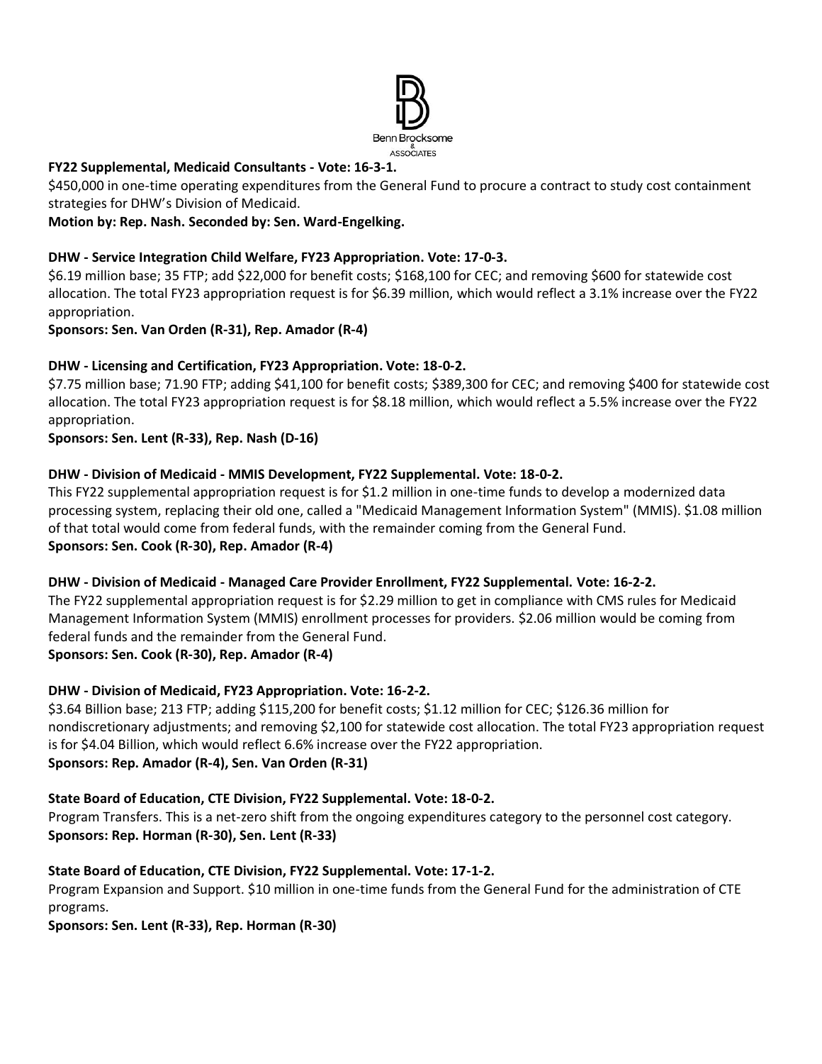**FY22 Supplemental, Medicaid Consultants - Vote: 16-3-1.**
$450,000 in one-time operating expenditures from the General Fund to procure a contract to study cost containment strategies for DHW's Division of Medicaid.
**Motion by: Rep. Nash. Seconded by: Sen. Ward-Engelking.**

**DHW - Service Integration Child Welfare, FY23 Appropriation. Vote: 17-0-3.**
$6.19 million base; 35 FTP; add $22,000 for benefit costs; $168,100 for CEC; and removing $600 for statewide cost allocation. The total FY23 appropriation request is for $6.39 million, which would reflect a 3.1% increase over the FY22 appropriation.
**Sponsors: Sen. Van Orden (R-31), Rep. Amador (R-4)**

**DHW - Licensing and Certification, FY23 Appropriation. Vote: 18-0-2.**
$7.75 million base; 71.90 FTP; adding $41,100 for benefit costs; $389,300 for CEC; and removing $400 for statewide cost allocation. The total FY23 appropriation request is for $8.18 million, which would reflect a 5.5% increase over the FY22 appropriation.
**Sponsors: Sen. Lent (R-33), Rep. Nash (D-16)**

**DHW - Division of Medicaid - MMIS Development, FY22 Supplemental. Vote: 18-0-2.**
This FY22 supplemental appropriation request is for $1.2 million in one-time funds to develop a modernized data processing system, replacing their old one, called a "Medicaid Management Information System" (MMIS). $1.08 million of that total would come from federal funds, with the remainder coming from the General Fund.
**Sponsors: Sen. Cook (R-30), Rep. Amador (R-4)**

**DHW - Division of Medicaid - Managed Care Provider Enrollment, FY22 Supplemental. Vote: 16-2-2.**
The FY22 supplemental appropriation request is for $2.29 million to get in compliance with CMS rules for Medicaid Management Information System (MMIS) enrollment processes for providers. $2.06 million would be coming from federal funds and the remainder from the General Fund.
**Sponsors: Sen. Cook (R-30), Rep. Amador (R-4)**

**DHW - Division of Medicaid, FY23 Appropriation. Vote: 16-2-2.**
$3.64 Billion base; 213 FTP; adding $115,200 for benefit costs; $1.12 million for CEC; $126.36 million for nondiscretionary adjustments; and removing $2,100 for statewide cost allocation. The total FY23 appropriation request is for $4.04 Billion, which would reflect 6.6% increase over the FY22 appropriation.
**Sponsors: Rep. Amador (R-4), Sen. Van Orden (R-31)**

**State Board of Education, CTE Division, FY22 Supplemental. Vote: 18-0-2.**
Program Transfers. This is a net-zero shift from the ongoing expenditures category to the personnel cost category.
**Sponsors: Rep. Horman (R-30), Sen. Lent (R-33)**

**State Board of Education, CTE Division, FY22 Supplemental. Vote: 17-1-2.**
Program Expansion and Support. $10 million in one-time funds from the General Fund for the administration of CTE programs.
**Sponsors: Sen. Lent (R-33), Rep. Horman (R-30)**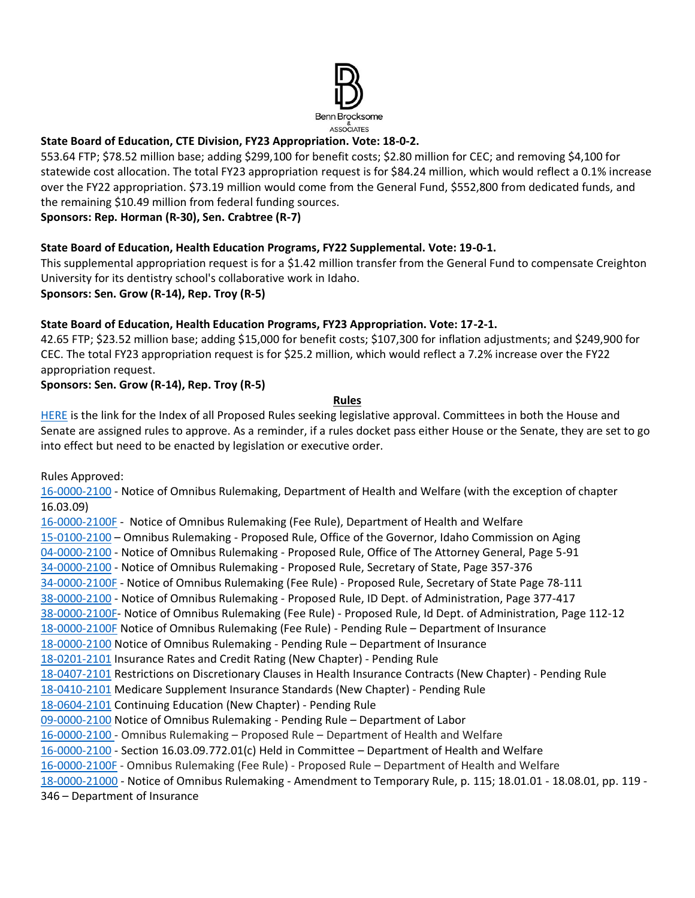**State Board of Education, CTE Division, FY23 Appropriation. Vote: 18-0-2.**

553.64 FTP; $78.52 million base; adding $299,100 for benefit costs; $2.80 million for CEC; and removing $4,100 for statewide cost allocation. The total FY23 appropriation request is for $84.24 million, which would reflect a 0.1% increase over the FY22 appropriation. $73.19 million would come from the General Fund, $552,800 from dedicated funds, and the remaining $10.49 million from federal funding sources.

**Sponsors: Rep. Horman (R-30), Sen. Crabtree (R-7)**

**State Board of Education, Health Education Programs, FY22 Supplemental. Vote: 19-0-1.**

This supplemental appropriation request is for a $1.42 million transfer from the General Fund to compensate Creighton University for its dentistry school's collaborative work in Idaho.

**Sponsors: Sen. Grow (R-14), Rep. Troy (R-5)**

**State Board of Education, Health Education Programs, FY23 Appropriation. Vote: 17-2-1.**

42.65 FTP; $23.52 million base; adding $15,000 for benefit costs; $107,300 for inflation adjustments; and $249,900 for CEC. The total FY23 appropriation request is for $25.2 million, which would reflect a 7.2% increase over the FY22 appropriation request.

**Sponsors: Sen. Grow (R-14), Rep. Troy (R-5)**

**Rules**

HERE is the link for the Index of all Proposed Rules seeking legislative approval. Committees in both the House and Senate are assigned rules to approve. As a reminder, if a rules docket pass either House or the Senate, they are set to go into effect but need to be enacted by legislation or executive order.

Rules Approved:

16-0000-2100 - Notice of Omnibus Rulemaking, Department of Health and Welfare (with the exception of chapter 16.03.09)
16-0000-2100F - Notice of Omnibus Rulemaking (Fee Rule), Department of Health and Welfare
15-0100-2100 – Omnibus Rulemaking - Proposed Rule, Office of the Governor, Idaho Commission on Aging
04-0000-2100 - Notice of Omnibus Rulemaking - Proposed Rule, Office of The Attorney General, Page 5-91
34-0000-2100 - Notice of Omnibus Rulemaking - Proposed Rule, Secretary of State, Page 357-376
34-0000-2100F - Notice of Omnibus Rulemaking (Fee Rule) - Proposed Rule, Secretary of State Page 78-111
38-0000-2100 - Notice of Omnibus Rulemaking - Proposed Rule, ID Dept. of Administration, Page 377-417
38-0000-2100F- Notice of Omnibus Rulemaking (Fee Rule) - Proposed Rule, Id Dept. of Administration, Page 112-12
18-0000-2100F Notice of Omnibus Rulemaking (Fee Rule) - Pending Rule – Department of Insurance
18-0000-2100 Notice of Omnibus Rulemaking - Pending Rule – Department of Insurance
18-0201-2101 Insurance Rates and Credit Rating (New Chapter) - Pending Rule
18-0407-2101 Restrictions on Discretionary Clauses in Health Insurance Contracts (New Chapter) - Pending Rule
18-0410-2101 Medicare Supplement Insurance Standards (New Chapter) - Pending Rule
18-0604-2101 Continuing Education (New Chapter) - Pending Rule
09-0000-2100 Notice of Omnibus Rulemaking - Pending Rule – Department of Labor
16-0000-2100 - Omnibus Rulemaking – Proposed Rule – Department of Health and Welfare
16-0000-2100 - Section 16.03.09.772.01(c) Held in Committee – Department of Health and Welfare
16-0000-2100F - Omnibus Rulemaking (Fee Rule) - Proposed Rule – Department of Health and Welfare
18-0000-21000 - Notice of Omnibus Rulemaking - Amendment to Temporary Rule, p. 115; 18.01.01 - 18.08.01, pp. 119 - 346 – Department of Insurance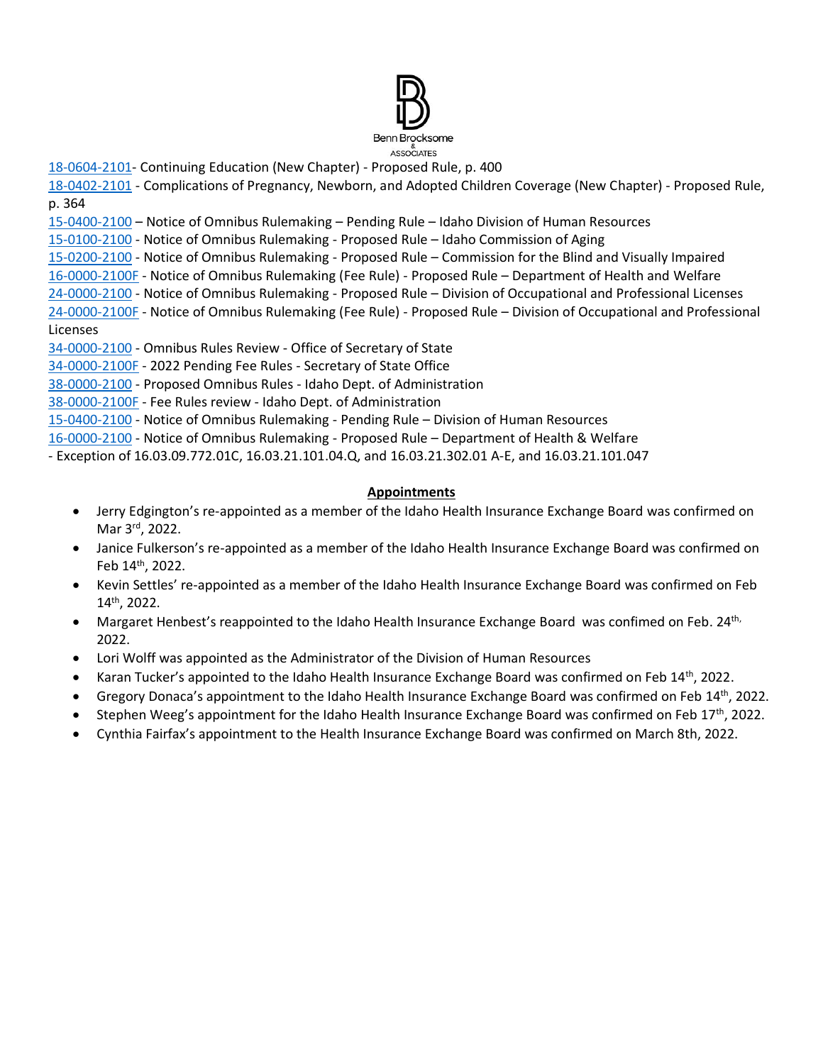18-0604-2101- Continuing Education (New Chapter) - Proposed Rule, p. 400

18-0402-2101 - Complications of Pregnancy, Newborn, and Adopted Children Coverage (New Chapter) - Proposed Rule, p. 364

15-0400-2100 – Notice of Omnibus Rulemaking – Pending Rule – Idaho Division of Human Resources

15-0100-2100 - Notice of Omnibus Rulemaking - Proposed Rule – Idaho Commission of Aging

15-0200-2100 - Notice of Omnibus Rulemaking - Proposed Rule – Commission for the Blind and Visually Impaired

16-0000-2100F - Notice of Omnibus Rulemaking (Fee Rule) - Proposed Rule – Department of Health and Welfare

24-0000-2100 - Notice of Omnibus Rulemaking - Proposed Rule – Division of Occupational and Professional Licenses

24-0000-2100F - Notice of Omnibus Rulemaking (Fee Rule) - Proposed Rule – Division of Occupational and Professional Licenses

34-0000-2100 - Omnibus Rules Review - Office of Secretary of State

34-0000-2100F - 2022 Pending Fee Rules - Secretary of State Office

38-0000-2100 - Proposed Omnibus Rules - Idaho Dept. of Administration

38-0000-2100F - Fee Rules review - Idaho Dept. of Administration

15-0400-2100 - Notice of Omnibus Rulemaking - Pending Rule – Division of Human Resources

16-0000-2100 - Notice of Omnibus Rulemaking - Proposed Rule – Department of Health & Welfare

- Exception of 16.03.09.772.01C, 16.03.21.101.04.Q, and 16.03.21.302.01 A-E, and 16.03.21.101.047

## Appointments

- Jerry Edgington's re-appointed as a member of the Idaho Health Insurance Exchange Board was confirmed on Mar 3rd, 2022.
- Janice Fulkerson's re-appointed as a member of the Idaho Health Insurance Exchange Board was confirmed on Feb 14th, 2022.
- Kevin Settles' re-appointed as a member of the Idaho Health Insurance Exchange Board was confirmed on Feb 14th, 2022.
- Margaret Henbest's reappointed to the Idaho Health Insurance Exchange Board was confimed on Feb. 24th, 2022.
- Lori Wolff was appointed as the Administrator of the Division of Human Resources
- Karan Tucker's appointed to the Idaho Health Insurance Exchange Board was confirmed on Feb 14th, 2022.
- Gregory Donaca's appointment to the Idaho Health Insurance Exchange Board was confirmed on Feb 14th, 2022.
- Stephen Weeg's appointment for the Idaho Health Insurance Exchange Board was confirmed on Feb 17th, 2022.
- Cynthia Fairfax's appointment to the Health Insurance Exchange Board was confirmed on March 8th, 2022.